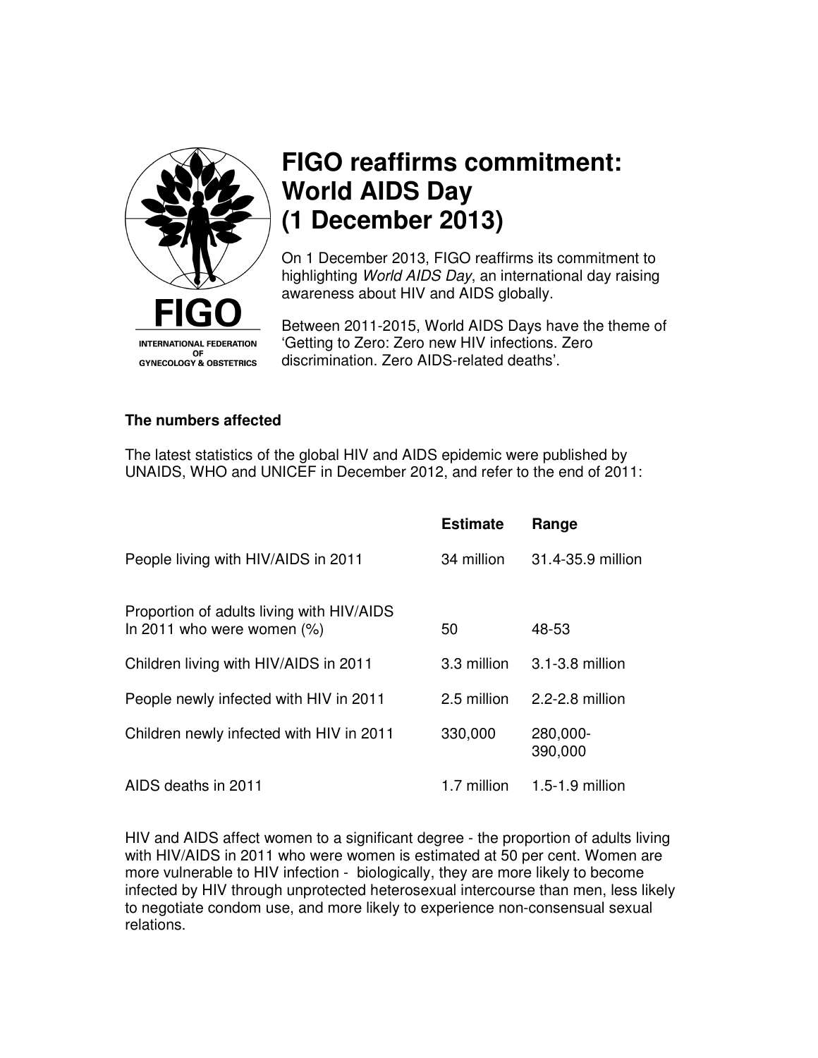FIGO

INTERNATIONAL FEDERATION OF GYNECOLOGY & OBSTETRICS

# FIGO reaffirms commitment: World AIDS Day (1 December 2013)

On 1 December 2013, FIGO reaffirms its commitment to highlighting *World AIDS Day*, an international day raising awareness about HIV and AIDS globally.

Between 2011-2015, World AIDS Days have the theme of 'Getting to Zero: Zero new HIV infections. Zero discrimination. Zero AIDS-related deaths'.

**The numbers affected**

The latest statistics of the global HIV and AIDS epidemic were published by UNAIDS, WHO and UNICEF in December 2012, and refer to the end of 2011:

| | Estimate | Range |
|---|---|---|
| People living with HIV/AIDS in 2011 | 34 million | 31.4-35.9 million |
| Proportion of adults living with HIV/AIDS In 2011 who were women (%) | 50 | 48-53 |
| Children living with HIV/AIDS in 2011 | 3.3 million | 3.1-3.8 million |
| People newly infected with HIV in 2011 | 2.5 million | 2.2-2.8 million |
| Children newly infected with HIV in 2011 | 330,000 | 280,000-390,000 |
| AIDS deaths in 2011 | 1.7 million | 1.5-1.9 million |

HIV and AIDS affect women to a significant degree - the proportion of adults living with HIV/AIDS in 2011 who were women is estimated at 50 per cent. Women are more vulnerable to HIV infection - biologically, they are more likely to become infected by HIV through unprotected heterosexual intercourse than men, less likely to negotiate condom use, and more likely to experience non-consensual sexual relations.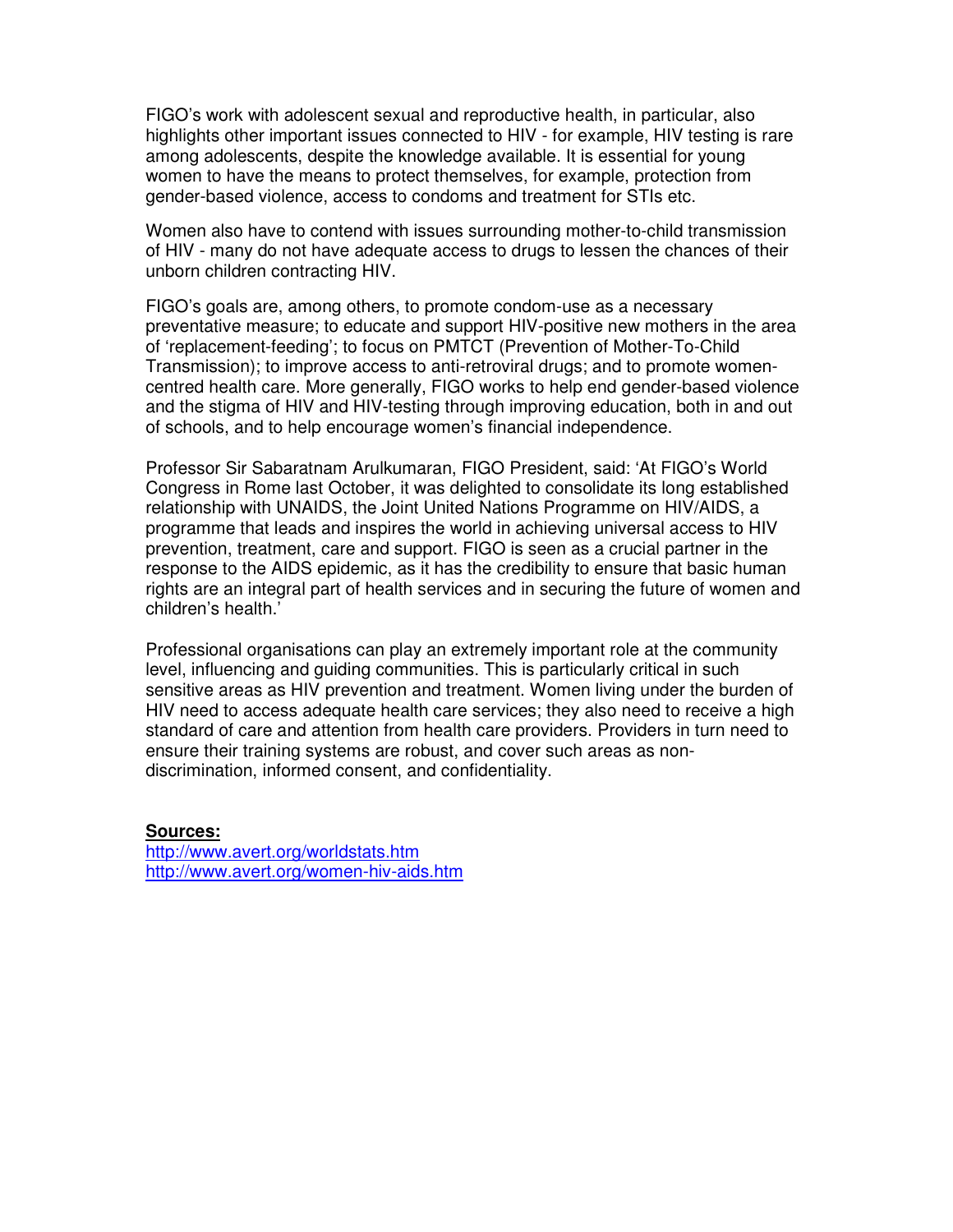FIGO's work with adolescent sexual and reproductive health, in particular, also highlights other important issues connected to HIV - for example, HIV testing is rare among adolescents, despite the knowledge available. It is essential for young women to have the means to protect themselves, for example, protection from gender-based violence, access to condoms and treatment for STIs etc.

Women also have to contend with issues surrounding mother-to-child transmission of HIV - many do not have adequate access to drugs to lessen the chances of their unborn children contracting HIV.

FIGO's goals are, among others, to promote condom-use as a necessary preventative measure; to educate and support HIV-positive new mothers in the area of 'replacement-feeding'; to focus on PMTCT (Prevention of Mother-To-Child Transmission); to improve access to anti-retroviral drugs; and to promote women-centred health care. More generally, FIGO works to help end gender-based violence and the stigma of HIV and HIV-testing through improving education, both in and out of schools, and to help encourage women's financial independence.

Professor Sir Sabaratnam Arulkumaran, FIGO President, said: 'At FIGO's World Congress in Rome last October, it was delighted to consolidate its long established relationship with UNAIDS, the Joint United Nations Programme on HIV/AIDS, a programme that leads and inspires the world in achieving universal access to HIV prevention, treatment, care and support. FIGO is seen as a crucial partner in the response to the AIDS epidemic, as it has the credibility to ensure that basic human rights are an integral part of health services and in securing the future of women and children's health.'

Professional organisations can play an extremely important role at the community level, influencing and guiding communities. This is particularly critical in such sensitive areas as HIV prevention and treatment. Women living under the burden of HIV need to access adequate health care services; they also need to receive a high standard of care and attention from health care providers. Providers in turn need to ensure their training systems are robust, and cover such areas as non-discrimination, informed consent, and confidentiality.

**Sources:**
http://www.avert.org/worldstats.htm
http://www.avert.org/women-hiv-aids.htm